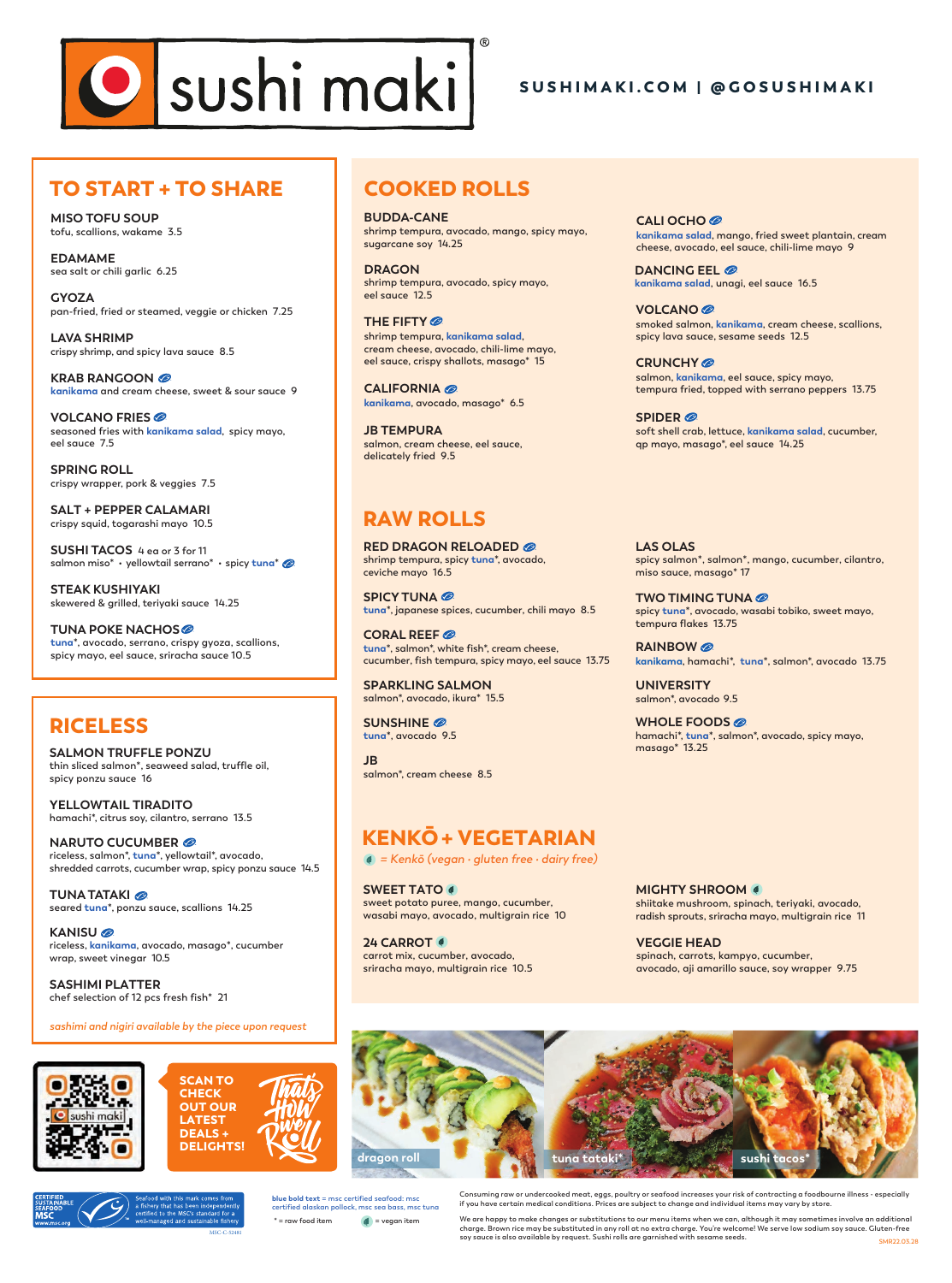# sushi maki®

**SUSHIMAKI.COM | @GOSUSHIMAKI**

## TO START + TO SHARE

**MISO TOFU SOUP**
tofu, scallions, wakame 3.5

**EDAMAME**
sea salt or chili garlic 6.25

**GYOZA**
pan-fried, fried or steamed, veggie or chicken 7.25

**LAVA SHRIMP**
crispy shrimp, and spicy lava sauce 8.5

**KRAB RANGOON**
**kanikama** and cream cheese, sweet & sour sauce 9

**VOLCANO FRIES**
seasoned fries with **kanikama salad**, spicy mayo, eel sauce 7.5

**SPRING ROLL**
crispy wrapper, pork & veggies 7.5

**SALT + PEPPER CALAMARI**
crispy squid, togarashi mayo 10.5

**SUSHI TACOS** 4 ea or 3 for 11
salmon miso* • yellowtail serrano* • spicy **tuna***

**STEAK KUSHIYAKI**
skewered & grilled, teriyaki sauce 14.25

**TUNA POKE NACHOS**
**tuna***, avocado, serrano, crispy gyoza, scallions, spicy mayo, eel sauce, sriracha sauce 10.5

## RICELESS

**SALMON TRUFFLE PONZU**
thin sliced salmon*, seaweed salad, truffle oil, spicy ponzu sauce 16

**YELLOWTAIL TIRADITO**
hamachi*, citrus soy, cilantro, serrano 13.5

**NARUTO CUCUMBER**
riceless, salmon*, **tuna***, yellowtail*, avocado, shredded carrots, cucumber wrap, spicy ponzu sauce 14.5

**TUNA TATAKI**
seared **tuna***, ponzu sauce, scallions 14.25

**KANISU**
riceless, **kanikama**, avocado, masago*, cucumber wrap, sweet vinegar 10.5

**SASHIMI PLATTER**
chef selection of 12 pcs fresh fish* 21

*sashimi and nigiri available by the piece upon request*

SCAN TO CHECK OUT OUR LATEST DEALS + DELIGHTS!

That's How We Roll

## COOKED ROLLS

**BUDDA-CANE**
shrimp tempura, avocado, mango, spicy mayo, sugarcane soy 14.25

**DRAGON**
shrimp tempura, avocado, spicy mayo, eel sauce 12.5

**THE FIFTY**
shrimp tempura, **kanikama salad**, cream cheese, avocado, chili-lime mayo, eel sauce, crispy shallots, masago* 15

**CALIFORNIA**
**kanikama**, avocado, masago* 6.5

**JB TEMPURA**
salmon, cream cheese, eel sauce, delicately fried 9.5

**CALI OCHO**
**kanikama salad**, mango, fried sweet plantain, cream cheese, avocado, eel sauce, chili-lime mayo 9

**DANCING EEL**
**kanikama salad**, unagi, eel sauce 16.5

**VOLCANO**
smoked salmon, **kanikama**, cream cheese, scallions, spicy lava sauce, sesame seeds 12.5

**CRUNCHY**
salmon, **kanikama**, eel sauce, spicy mayo, tempura fried, topped with serrano peppers 13.75

**SPIDER**
soft shell crab, lettuce, **kanikama salad**, cucumber, qp mayo, masago*, eel sauce 14.25

## RAW ROLLS

**RED DRAGON RELOADED**
shrimp tempura, spicy **tuna***, avocado, ceviche mayo 16.5

**SPICY TUNA**
**tuna***, japanese spices, cucumber, chili mayo 8.5

**CORAL REEF**
**tuna***, salmon*, white fish*, cream cheese, cucumber, fish tempura, spicy mayo, eel sauce 13.75

**SPARKLING SALMON**
salmon*, avocado, ikura* 15.5

**SUNSHINE**
**tuna***, avocado 9.5

**JB**
salmon*, cream cheese 8.5

**LAS OLAS**
spicy salmon*, salmon*, mango, cucumber, cilantro, miso sauce, masago* 17

**TWO TIMING TUNA**
spicy **tuna***, avocado, wasabi tobiko, sweet mayo, tempura flakes 13.75

**RAINBOW**
**kanikama**, hamachi*, **tuna***, salmon*, avocado 13.75

**UNIVERSITY**
salmon*, avocado 9.5

**WHOLE FOODS**
hamachi*, **tuna***, salmon*, avocado, spicy mayo, masago* 13.25

## KENKŌ + VEGETARIAN

*= Kenkō (vegan · gluten free · dairy free)*

**SWEET TATO**
sweet potato puree, mango, cucumber, wasabi mayo, avocado, multigrain rice 10

**24 CARROT**
carrot mix, cucumber, avocado, sriracha mayo, multigrain rice 10.5

**MIGHTY SHROOM**
shiitake mushroom, spinach, teriyaki, avocado, radish sprouts, sriracha mayo, multigrain rice 11

**VEGGIE HEAD**
spinach, carrots, kampyo, cucumber, avocado, aji amarillo sauce, soy wrapper 9.75

dragon roll | tuna tataki* | sushi tacos*

CERTIFIED SUSTAINABLE SEAFOOD MSC www.msc.org — Seafood with this mark comes from a fishery that has been independently certified to the MSC's standard for a well-managed and sustainable fishery. MSC-C-53481

**blue bold text** = msc certified seafood: msc certified alaskan pollock, msc sea bass, msc tuna

* = raw food item

= vegan item

Consuming raw or undercooked meat, eggs, poultry or seafood increases your risk of contracting a foodbourne illness - especially if you have certain medical conditions. Prices are subject to change and individual items may vary by store.

We are happy to make changes or substitutions to our menu items when we can, although it may sometimes involve an additional charge. Brown rice may be substituted in any roll at no extra charge. You're welcome! We serve low sodium soy sauce. Gluten-free soy sauce is also available by request. Sushi rolls are garnished with sesame seeds.

SMR22.03.28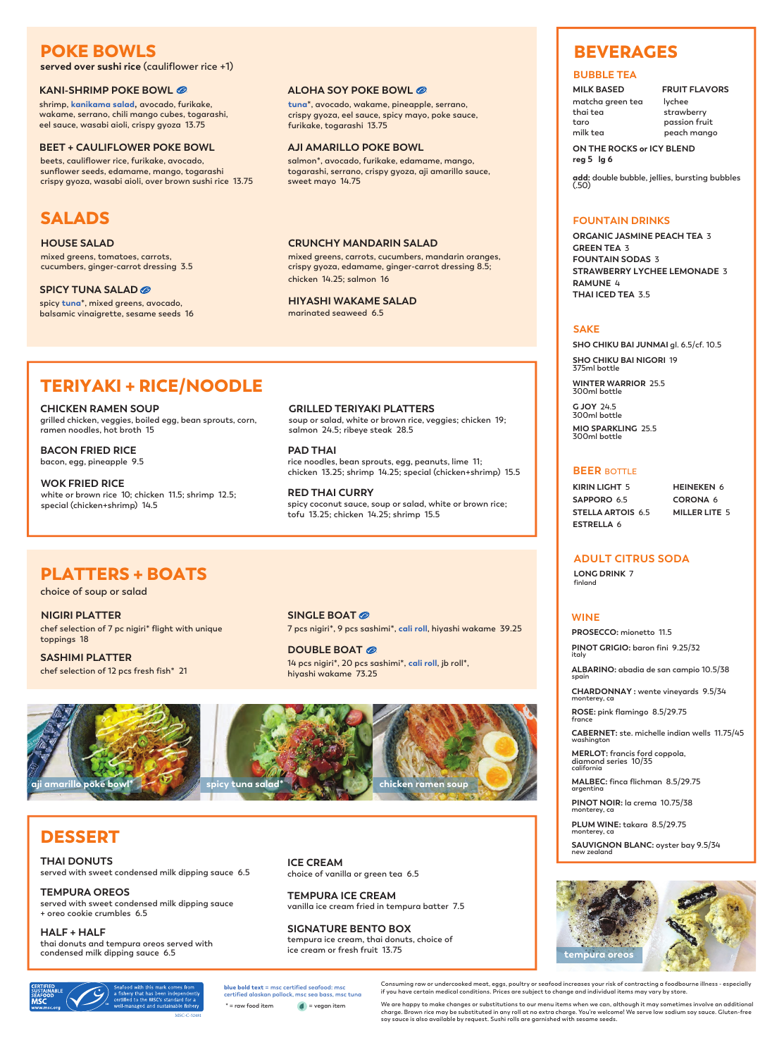## POKE BOWLS

**served over sushi rice** (cauliflower rice +1)

### KANI-SHRIMP POKE BOWL

shrimp, **kanikama salad**, avocado, furikake, wakame, serrano, chili mango cubes, togarashi, eel sauce, wasabi aioli, crispy gyoza 13.75

### BEET + CAULIFLOWER POKE BOWL

beets, cauliflower rice, furikake, avocado, sunflower seeds, edamame, mango, togarashi crispy gyoza, wasabi aioli, over brown sushi rice 13.75

### ALOHA SOY POKE BOWL

**tuna***, avocado, wakame, pineapple, serrano, crispy gyoza, eel sauce, spicy mayo, poke sauce, furikake, togarashi 13.75

### AJI AMARILLO POKE BOWL

salmon*, avocado, furikake, edamame, mango, togarashi, serrano, crispy gyoza, aji amarillo sauce, sweet mayo 14.75

## SALADS

### HOUSE SALAD

mixed greens, tomatoes, carrots, cucumbers, ginger-carrot dressing 3.5

### SPICY TUNA SALAD

spicy **tuna***, mixed greens, avocado, balsamic vinaigrette, sesame seeds 16

### CRUNCHY MANDARIN SALAD

mixed greens, carrots, cucumbers, mandarin oranges, crispy gyoza, edamame, ginger-carrot dressing 8.5; chicken 14.25; salmon 16

### HIYASHI WAKAME SALAD

marinated seaweed 6.5

## TERIYAKI + RICE/NOODLE

### CHICKEN RAMEN SOUP

grilled chicken, veggies, boiled egg, bean sprouts, corn, ramen noodles, hot broth 15

### BACON FRIED RICE

bacon, egg, pineapple 9.5

### WOK FRIED RICE

white or brown rice 10; chicken 11.5; shrimp 12.5; special (chicken+shrimp) 14.5

### GRILLED TERIYAKI PLATTERS

soup or salad, white or brown rice, veggies; chicken 19; salmon 24.5; ribeye steak 28.5

### PAD THAI

rice noodles, bean sprouts, egg, peanuts, lime 11; chicken 13.25; shrimp 14.25; special (chicken+shrimp) 15.5

### RED THAI CURRY

spicy coconut sauce, soup or salad, white or brown rice; tofu 13.25; chicken 14.25; shrimp 15.5

## PLATTERS + BOATS

choice of soup or salad

### NIGIRI PLATTER

chef selection of 7 pc nigiri* flight with unique toppings 18

### SASHIMI PLATTER

chef selection of 12 pcs fresh fish* 21

### SINGLE BOAT

7 pcs nigiri*, 9 pcs sashimi*, **cali roll**, hiyashi wakame 39.25

### DOUBLE BOAT

14 pcs nigiri*, 20 pcs sashimi*, **cali roll**, jb roll*, hiyashi wakame 73.25

aji amarillo poke bowl*

spicy tuna salad*

chicken ramen soup

## DESSERT

### THAI DONUTS

served with sweet condensed milk dipping sauce 6.5

### TEMPURA OREOS

served with sweet condensed milk dipping sauce + oreo cookie crumbles 6.5

### HALF + HALF

thai donuts and tempura oreos served with condensed milk dipping sauce 6.5

### ICE CREAM

choice of vanilla or green tea 6.5

### TEMPURA ICE CREAM

vanilla ice cream fried in tempura batter 7.5

### SIGNATURE BENTO BOX

tempura ice cream, thai donuts, choice of ice cream or fresh fruit 13.75

## BEVERAGES

### BUBBLE TEA

**MILK BASED**
- matcha green tea
- thai tea
- taro
- milk tea

**FRUIT FLAVORS**
- lychee
- strawberry
- passion fruit
- peach mango

**ON THE ROCKS or ICY BLEND**
reg 5 lg 6

**add:** double bubble, jellies, bursting bubbles (.50)

### FOUNTAIN DRINKS

- **ORGANIC JASMINE PEACH TEA** 3
- **GREEN TEA** 3
- **FOUNTAIN SODAS** 3
- **STRAWBERRY LYCHEE LEMONADE** 3
- **RAMUNE** 4
- **THAI ICED TEA** 3.5

### SAKE

- **SHO CHIKU BAI JUNMAI** gl. 6.5/cf. 10.5
- **SHO CHIKU BAI NIGORI** 19 — 375ml bottle
- **WINTER WARRIOR** 25.5 — 300ml bottle
- **G JOY** 24.5 — 300ml bottle
- **MIO SPARKLING** 25.5 — 300ml bottle

### BEER BOTTLE

- **KIRIN LIGHT** 5
- **SAPPORO** 6.5
- **STELLA ARTOIS** 6.5
- **ESTRELLA** 6
- **HEINEKEN** 6
- **CORONA** 6
- **MILLER LITE** 5

### ADULT CITRUS SODA

**LONG DRINK** 7
finland

### WINE

- **PROSECCO:** mionetto 11.5
- **PINOT GRIGIO:** baron fini 9.25/32 — italy
- **ALBARINO:** abadia de san campio 10.5/38 — spain
- **CHARDONNAY :** wente vineyards 9.5/34 — monterey, ca
- **ROSE:** pink flamingo 8.5/29.75 — france
- **CABERNET:** ste. michelle indian wells 11.75/45 — washington
- **MERLOT:** francis ford coppola, diamond series 10/35 — california
- **MALBEC:** finca flichman 8.5/29.75 — argentina
- **PINOT NOIR:** la crema 10.75/38 — monterey, ca
- **PLUM WINE:** takara 8.5/29.75 — monterey, ca
- **SAUVIGNON BLANC:** oyster bay 9.5/34 — new zealand

tempura oreos

---

CERTIFIED SUSTAINABLE SEAFOOD MSC www.msc.org — Seafood with this mark comes from a fishery that has been independently certified to the MSC's standard for a well-managed and sustainable fishery. MSC-C-52481

**blue bold text** = msc certified seafood: msc certified alaskan pollock, msc sea bass, msc tuna

* = raw food item = vegan item

Consuming raw or undercooked meat, eggs, poultry or seafood increases your risk of contracting a foodbourne illness - especially if you have certain medical conditions. Prices are subject to change and individual items may vary by store.

We are happy to make changes or substitutions to our menu items when we can, although it may sometimes involve an additional charge. Brown rice may be substituted in any roll at no extra charge. You're welcome! We serve low sodium soy sauce. Gluten-free soy sauce is also available by request. Sushi rolls are garnished with sesame seeds.